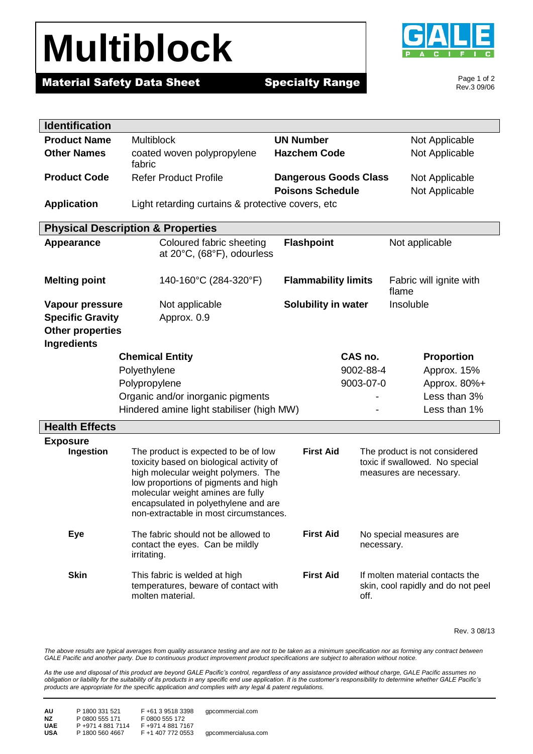# Multiblock

**Material Safety Data Sheet** **Specialty Range**

Rev.3 09/06

## Identification

| | | | |
|---|---|---|---|
| **Product Name** | Multiblock | **UN Number** | Not Applicable |
| **Other Names** | coated woven polypropylene fabric | **Hazchem Code** | Not Applicable |
| **Product Code** | Refer Product Profile | **Dangerous Goods Class** | Not Applicable |
| | | **Poisons Schedule** | Not Applicable |
| **Application** | Light retarding curtains & protective covers, etc | | |

## Physical Description & Properties

| | | | |
|---|---|---|---|
| **Appearance** | Coloured fabric sheeting at 20°C, (68°F), odourless | **Flashpoint** | Not applicable |
| **Melting point** | 140-160°C (284-320°F) | **Flammability limits** | Fabric will ignite with flame |
| **Vapour pressure** | Not applicable | **Solubility in water** | Insoluble |
| **Specific Gravity** | Approx. 0.9 | | |
| **Other properties** | | | |

**Ingredients**

| Chemical Entity | CAS no. | Proportion |
|---|---|---|
| Polyethylene | 9002-88-4 | Approx. 15% |
| Polypropylene | 9003-07-0 | Approx. 80%+ |
| Organic and/or inorganic pigments | - | Less than 3% |
| Hindered amine light stabiliser (high MW) | - | Less than 1% |

## Health Effects

**Exposure**

| | | | |
|---|---|---|---|
| **Ingestion** | The product is expected to be of low toxicity based on biological activity of high molecular weight polymers. The low proportions of pigments and high molecular weight amines are fully encapsulated in polyethylene and are non-extractable in most circumstances. | **First Aid** | The product is not considered toxic if swallowed. No special measures are necessary. |
| **Eye** | The fabric should not be allowed to contact the eyes. Can be mildly irritating. | **First Aid** | No special measures are necessary. |
| **Skin** | This fabric is welded at high temperatures, beware of contact with molten material. | **First Aid** | If molten material contacts the skin, cool rapidly and do not peel off. |

Rev. 3 08/13

*The above results are typical averages from quality assurance testing and are not to be taken as a minimum specification nor as forming any contract between GALE Pacific and another party. Due to continuous product improvement product specifications are subject to alteration without notice.*

*As the use and disposal of this product are beyond GALE Pacific's control, regardless of any assistance provided without charge, GALE Pacific assumes no obligation or liability for the suitability of its products in any specific end use application. It is the customer's responsibility to determine whether GALE Pacific's products are appropriate for the specific application and complies with any legal & patent regulations.*

| | | | |
|---|---|---|---|
| **AU** | P 1800 331 521 | F +61 3 9518 3398 | gpcommercial.com |
| **NZ** | P 0800 555 171 | F 0800 555 172 | |
| **UAE** | P +971 4 881 7114 | F +971 4 881 7167 | |
| **USA** | P 1800 560 4667 | F +1 407 772 0553 | gpcommercialusa.com |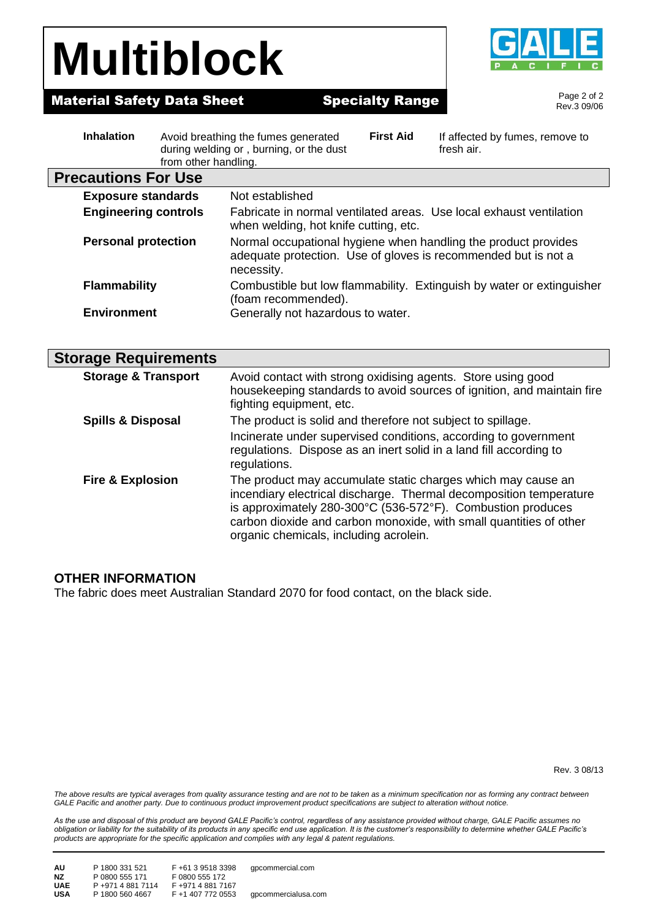| | | | |
|---|---|---|---|
| **Inhalation** | Avoid breathing the fumes generated during welding or , burning, or the dust from other handling. | **First Aid** | If affected by fumes, remove to fresh air. |

## Precautions For Use

| | |
|---|---|
| **Exposure standards** | Not established |
| **Engineering controls** | Fabricate in normal ventilated areas. Use local exhaust ventilation when welding, hot knife cutting, etc. |
| **Personal protection** | Normal occupational hygiene when handling the product provides adequate protection. Use of gloves is recommended but is not a necessity. |
| **Flammability** | Combustible but low flammability. Extinguish by water or extinguisher (foam recommended). |
| **Environment** | Generally not hazardous to water. |

## Storage Requirements

| | |
|---|---|
| **Storage & Transport** | Avoid contact with strong oxidising agents. Store using good housekeeping standards to avoid sources of ignition, and maintain fire fighting equipment, etc. |
| **Spills & Disposal** | The product is solid and therefore not subject to spillage. Incinerate under supervised conditions, according to government regulations. Dispose as an inert solid in a land fill according to regulations. |
| **Fire & Explosion** | The product may accumulate static charges which may cause an incendiary electrical discharge. Thermal decomposition temperature is approximately 280-300°C (536-572°F). Combustion produces carbon dioxide and carbon monoxide, with small quantities of other organic chemicals, including acrolein. |

### OTHER INFORMATION

The fabric does meet Australian Standard 2070 for food contact, on the black side.

Rev. 3 08/13

*The above results are typical averages from quality assurance testing and are not to be taken as a minimum specification nor as forming any contract between GALE Pacific and another party. Due to continuous product improvement product specifications are subject to alteration without notice.*

*As the use and disposal of this product are beyond GALE Pacific's control, regardless of any assistance provided without charge, GALE Pacific assumes no obligation or liability for the suitability of its products in any specific end use application. It is the customer's responsibility to determine whether GALE Pacific's products are appropriate for the specific application and complies with any legal & patent regulations.*

| | | | |
|---|---|---|---|
| **AU** | P 1800 331 521 | F +61 3 9518 3398 | gpcommercial.com |
| **NZ** | P 0800 555 171 | F 0800 555 172 | |
| **UAE** | P +971 4 881 7114 | F +971 4 881 7167 | |
| **USA** | P 1800 560 4667 | F +1 407 772 0553 | gpcommercialusa.com |